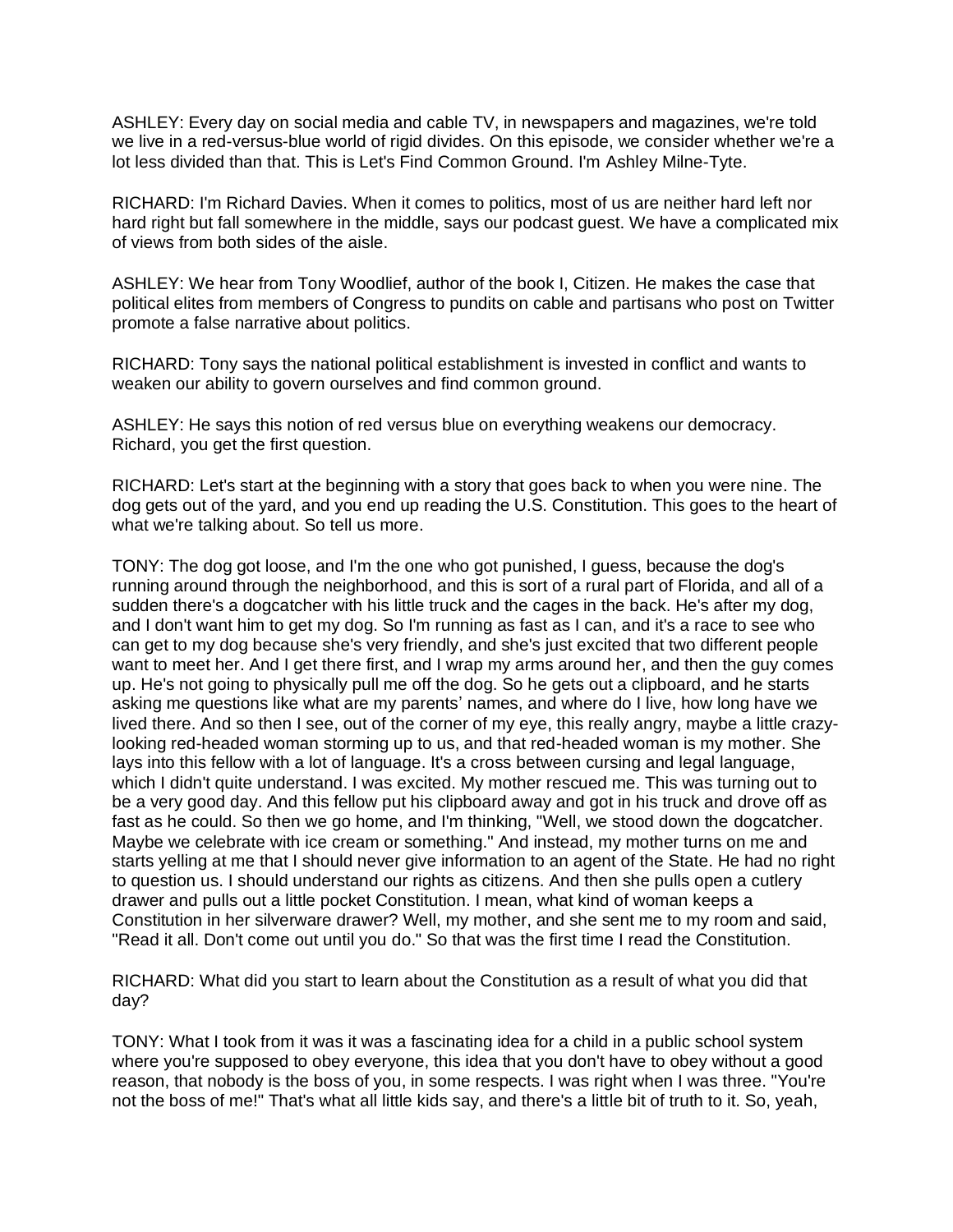ASHLEY: Every day on social media and cable TV, in newspapers and magazines, we're told we live in a red-versus-blue world of rigid divides. On this episode, we consider whether we're a lot less divided than that. This is Let's Find Common Ground. I'm Ashley Milne-Tyte.

RICHARD: I'm Richard Davies. When it comes to politics, most of us are neither hard left nor hard right but fall somewhere in the middle, says our podcast guest. We have a complicated mix of views from both sides of the aisle.

ASHLEY: We hear from Tony Woodlief, author of the book I, Citizen. He makes the case that political elites from members of Congress to pundits on cable and partisans who post on Twitter promote a false narrative about politics.

RICHARD: Tony says the national political establishment is invested in conflict and wants to weaken our ability to govern ourselves and find common ground.

ASHLEY: He says this notion of red versus blue on everything weakens our democracy. Richard, you get the first question.

RICHARD: Let's start at the beginning with a story that goes back to when you were nine. The dog gets out of the yard, and you end up reading the U.S. Constitution. This goes to the heart of what we're talking about. So tell us more.

TONY: The dog got loose, and I'm the one who got punished, I guess, because the dog's running around through the neighborhood, and this is sort of a rural part of Florida, and all of a sudden there's a dogcatcher with his little truck and the cages in the back. He's after my dog, and I don't want him to get my dog. So I'm running as fast as I can, and it's a race to see who can get to my dog because she's very friendly, and she's just excited that two different people want to meet her. And I get there first, and I wrap my arms around her, and then the guy comes up. He's not going to physically pull me off the dog. So he gets out a clipboard, and he starts asking me questions like what are my parents' names, and where do I live, how long have we lived there. And so then I see, out of the corner of my eye, this really angry, maybe a little crazy-looking red-headed woman storming up to us, and that red-headed woman is my mother. She lays into this fellow with a lot of language. It's a cross between cursing and legal language, which I didn't quite understand. I was excited. My mother rescued me. This was turning out to be a very good day. And this fellow put his clipboard away and got in his truck and drove off as fast as he could. So then we go home, and I'm thinking, "Well, we stood down the dogcatcher. Maybe we celebrate with ice cream or something." And instead, my mother turns on me and starts yelling at me that I should never give information to an agent of the State. He had no right to question us. I should understand our rights as citizens. And then she pulls open a cutlery drawer and pulls out a little pocket Constitution. I mean, what kind of woman keeps a Constitution in her silverware drawer? Well, my mother, and she sent me to my room and said, "Read it all. Don't come out until you do." So that was the first time I read the Constitution.

RICHARD: What did you start to learn about the Constitution as a result of what you did that day?

TONY: What I took from it was it was a fascinating idea for a child in a public school system where you're supposed to obey everyone, this idea that you don't have to obey without a good reason, that nobody is the boss of you, in some respects. I was right when I was three. "You're not the boss of me!" That's what all little kids say, and there's a little bit of truth to it. So, yeah,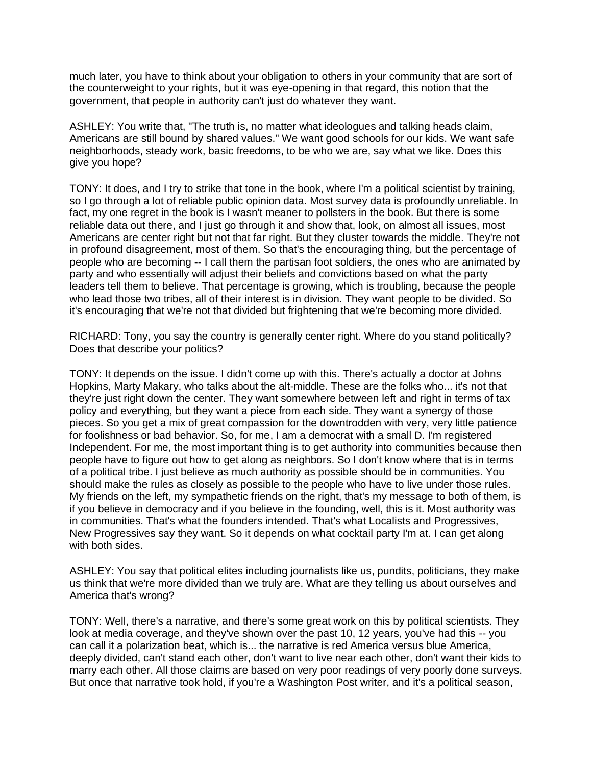much later, you have to think about your obligation to others in your community that are sort of the counterweight to your rights, but it was eye-opening in that regard, this notion that the government, that people in authority can't just do whatever they want.

ASHLEY: You write that, "The truth is, no matter what ideologues and talking heads claim, Americans are still bound by shared values." We want good schools for our kids. We want safe neighborhoods, steady work, basic freedoms, to be who we are, say what we like. Does this give you hope?

TONY: It does, and I try to strike that tone in the book, where I'm a political scientist by training, so I go through a lot of reliable public opinion data. Most survey data is profoundly unreliable. In fact, my one regret in the book is I wasn't meaner to pollsters in the book. But there is some reliable data out there, and I just go through it and show that, look, on almost all issues, most Americans are center right but not that far right. But they cluster towards the middle. They're not in profound disagreement, most of them. So that's the encouraging thing, but the percentage of people who are becoming -- I call them the partisan foot soldiers, the ones who are animated by party and who essentially will adjust their beliefs and convictions based on what the party leaders tell them to believe. That percentage is growing, which is troubling, because the people who lead those two tribes, all of their interest is in division. They want people to be divided. So it's encouraging that we're not that divided but frightening that we're becoming more divided.

RICHARD: Tony, you say the country is generally center right. Where do you stand politically? Does that describe your politics?

TONY: It depends on the issue. I didn't come up with this. There's actually a doctor at Johns Hopkins, Marty Makary, who talks about the alt-middle. These are the folks who... it's not that they're just right down the center. They want somewhere between left and right in terms of tax policy and everything, but they want a piece from each side. They want a synergy of those pieces. So you get a mix of great compassion for the downtrodden with very, very little patience for foolishness or bad behavior. So, for me, I am a democrat with a small D. I'm registered Independent. For me, the most important thing is to get authority into communities because then people have to figure out how to get along as neighbors. So I don't know where that is in terms of a political tribe. I just believe as much authority as possible should be in communities. You should make the rules as closely as possible to the people who have to live under those rules. My friends on the left, my sympathetic friends on the right, that's my message to both of them, is if you believe in democracy and if you believe in the founding, well, this is it. Most authority was in communities. That's what the founders intended. That's what Localists and Progressives, New Progressives say they want. So it depends on what cocktail party I'm at. I can get along with both sides.

ASHLEY: You say that political elites including journalists like us, pundits, politicians, they make us think that we're more divided than we truly are. What are they telling us about ourselves and America that's wrong?

TONY: Well, there's a narrative, and there's some great work on this by political scientists. They look at media coverage, and they've shown over the past 10, 12 years, you've had this -- you can call it a polarization beat, which is... the narrative is red America versus blue America, deeply divided, can't stand each other, don't want to live near each other, don't want their kids to marry each other. All those claims are based on very poor readings of very poorly done surveys. But once that narrative took hold, if you're a Washington Post writer, and it's a political season,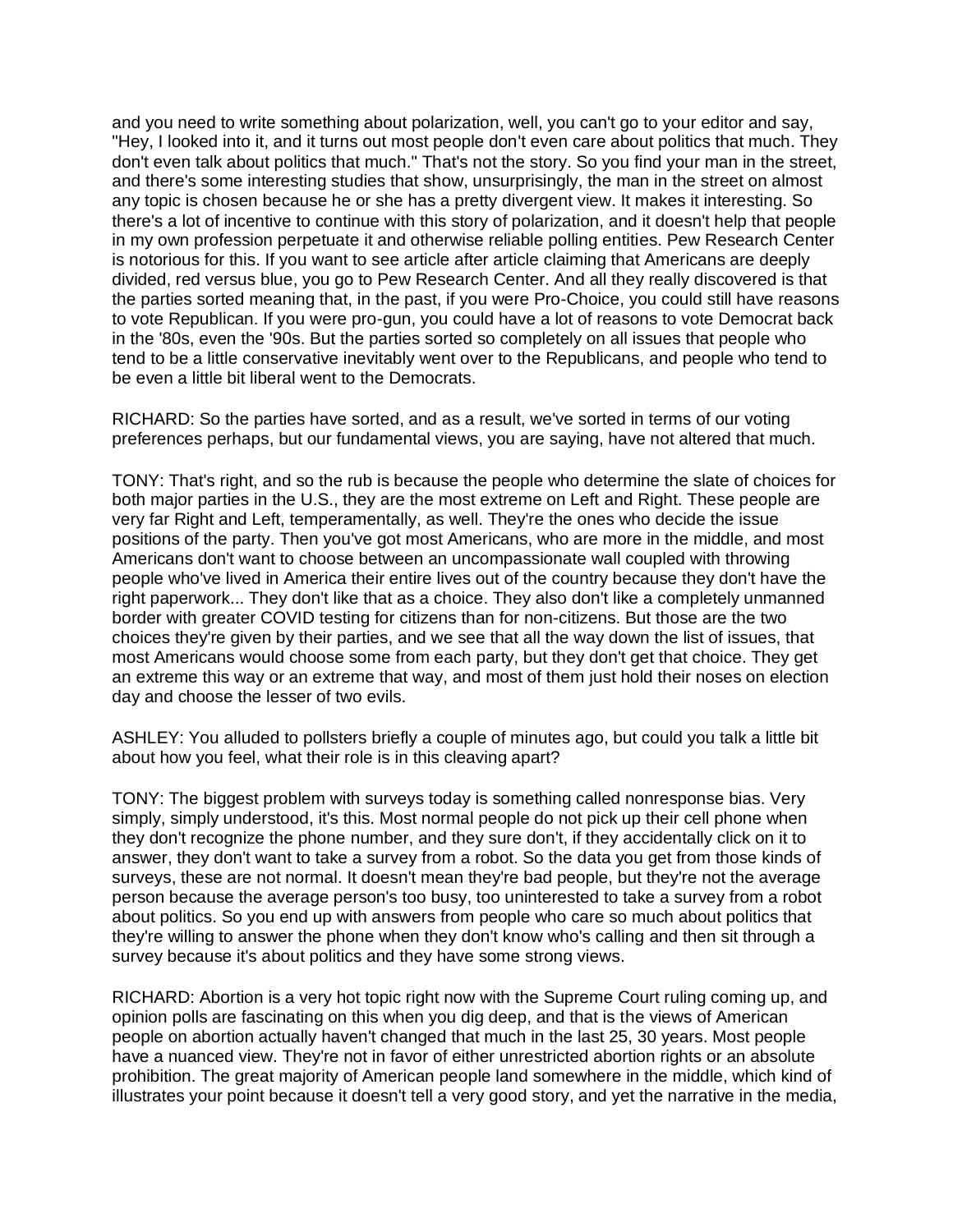and you need to write something about polarization, well, you can't go to your editor and say, "Hey, I looked into it, and it turns out most people don't even care about politics that much. They don't even talk about politics that much." That's not the story. So you find your man in the street, and there's some interesting studies that show, unsurprisingly, the man in the street on almost any topic is chosen because he or she has a pretty divergent view. It makes it interesting. So there's a lot of incentive to continue with this story of polarization, and it doesn't help that people in my own profession perpetuate it and otherwise reliable polling entities. Pew Research Center is notorious for this. If you want to see article after article claiming that Americans are deeply divided, red versus blue, you go to Pew Research Center. And all they really discovered is that the parties sorted meaning that, in the past, if you were Pro-Choice, you could still have reasons to vote Republican. If you were pro-gun, you could have a lot of reasons to vote Democrat back in the '80s, even the '90s. But the parties sorted so completely on all issues that people who tend to be a little conservative inevitably went over to the Republicans, and people who tend to be even a little bit liberal went to the Democrats.

RICHARD: So the parties have sorted, and as a result, we've sorted in terms of our voting preferences perhaps, but our fundamental views, you are saying, have not altered that much.

TONY: That's right, and so the rub is because the people who determine the slate of choices for both major parties in the U.S., they are the most extreme on Left and Right. These people are very far Right and Left, temperamentally, as well. They're the ones who decide the issue positions of the party. Then you've got most Americans, who are more in the middle, and most Americans don't want to choose between an uncompassionate wall coupled with throwing people who've lived in America their entire lives out of the country because they don't have the right paperwork... They don't like that as a choice. They also don't like a completely unmanned border with greater COVID testing for citizens than for non-citizens. But those are the two choices they're given by their parties, and we see that all the way down the list of issues, that most Americans would choose some from each party, but they don't get that choice. They get an extreme this way or an extreme that way, and most of them just hold their noses on election day and choose the lesser of two evils.

ASHLEY: You alluded to pollsters briefly a couple of minutes ago, but could you talk a little bit about how you feel, what their role is in this cleaving apart?

TONY: The biggest problem with surveys today is something called nonresponse bias. Very simply, simply understood, it's this. Most normal people do not pick up their cell phone when they don't recognize the phone number, and they sure don't, if they accidentally click on it to answer, they don't want to take a survey from a robot. So the data you get from those kinds of surveys, these are not normal. It doesn't mean they're bad people, but they're not the average person because the average person's too busy, too uninterested to take a survey from a robot about politics. So you end up with answers from people who care so much about politics that they're willing to answer the phone when they don't know who's calling and then sit through a survey because it's about politics and they have some strong views.

RICHARD: Abortion is a very hot topic right now with the Supreme Court ruling coming up, and opinion polls are fascinating on this when you dig deep, and that is the views of American people on abortion actually haven't changed that much in the last 25, 30 years. Most people have a nuanced view. They're not in favor of either unrestricted abortion rights or an absolute prohibition. The great majority of American people land somewhere in the middle, which kind of illustrates your point because it doesn't tell a very good story, and yet the narrative in the media,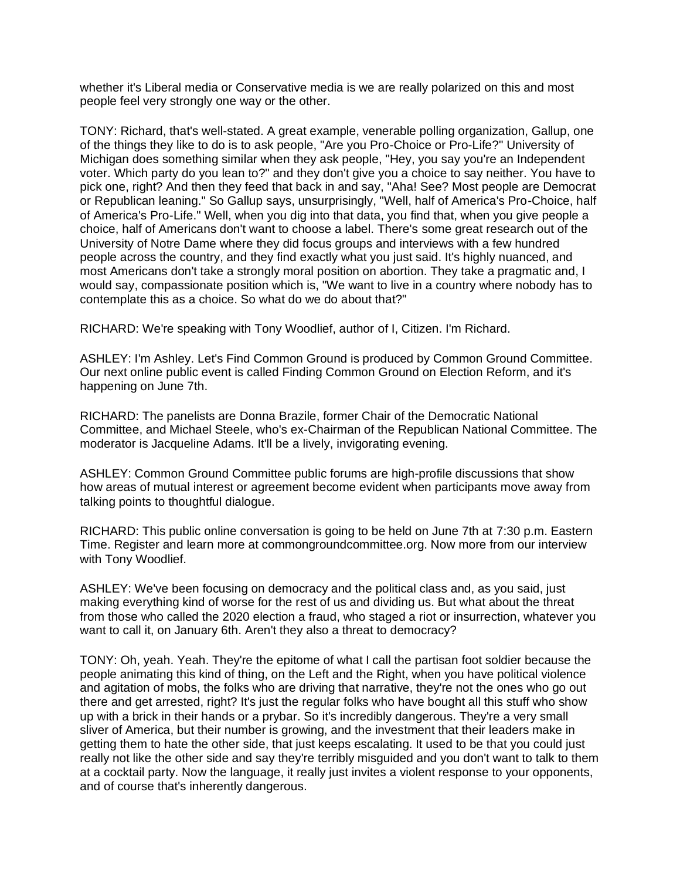whether it's Liberal media or Conservative media is we are really polarized on this and most people feel very strongly one way or the other.

TONY: Richard, that's well-stated. A great example, venerable polling organization, Gallup, one of the things they like to do is to ask people, "Are you Pro-Choice or Pro-Life?" University of Michigan does something similar when they ask people, "Hey, you say you're an Independent voter. Which party do you lean to?" and they don't give you a choice to say neither. You have to pick one, right? And then they feed that back in and say, "Aha! See? Most people are Democrat or Republican leaning." So Gallup says, unsurprisingly, "Well, half of America's Pro-Choice, half of America's Pro-Life." Well, when you dig into that data, you find that, when you give people a choice, half of Americans don't want to choose a label. There's some great research out of the University of Notre Dame where they did focus groups and interviews with a few hundred people across the country, and they find exactly what you just said. It's highly nuanced, and most Americans don't take a strongly moral position on abortion. They take a pragmatic and, I would say, compassionate position which is, "We want to live in a country where nobody has to contemplate this as a choice. So what do we do about that?"

RICHARD: We're speaking with Tony Woodlief, author of I, Citizen. I'm Richard.

ASHLEY: I'm Ashley. Let's Find Common Ground is produced by Common Ground Committee. Our next online public event is called Finding Common Ground on Election Reform, and it's happening on June 7th.

RICHARD: The panelists are Donna Brazile, former Chair of the Democratic National Committee, and Michael Steele, who's ex-Chairman of the Republican National Committee. The moderator is Jacqueline Adams. It'll be a lively, invigorating evening.

ASHLEY: Common Ground Committee public forums are high-profile discussions that show how areas of mutual interest or agreement become evident when participants move away from talking points to thoughtful dialogue.

RICHARD: This public online conversation is going to be held on June 7th at 7:30 p.m. Eastern Time. Register and learn more at commongroundcommittee.org. Now more from our interview with Tony Woodlief.

ASHLEY: We've been focusing on democracy and the political class and, as you said, just making everything kind of worse for the rest of us and dividing us. But what about the threat from those who called the 2020 election a fraud, who staged a riot or insurrection, whatever you want to call it, on January 6th. Aren't they also a threat to democracy?

TONY: Oh, yeah. Yeah. They're the epitome of what I call the partisan foot soldier because the people animating this kind of thing, on the Left and the Right, when you have political violence and agitation of mobs, the folks who are driving that narrative, they're not the ones who go out there and get arrested, right? It's just the regular folks who have bought all this stuff who show up with a brick in their hands or a prybar. So it's incredibly dangerous. They're a very small sliver of America, but their number is growing, and the investment that their leaders make in getting them to hate the other side, that just keeps escalating. It used to be that you could just really not like the other side and say they're terribly misguided and you don't want to talk to them at a cocktail party. Now the language, it really just invites a violent response to your opponents, and of course that's inherently dangerous.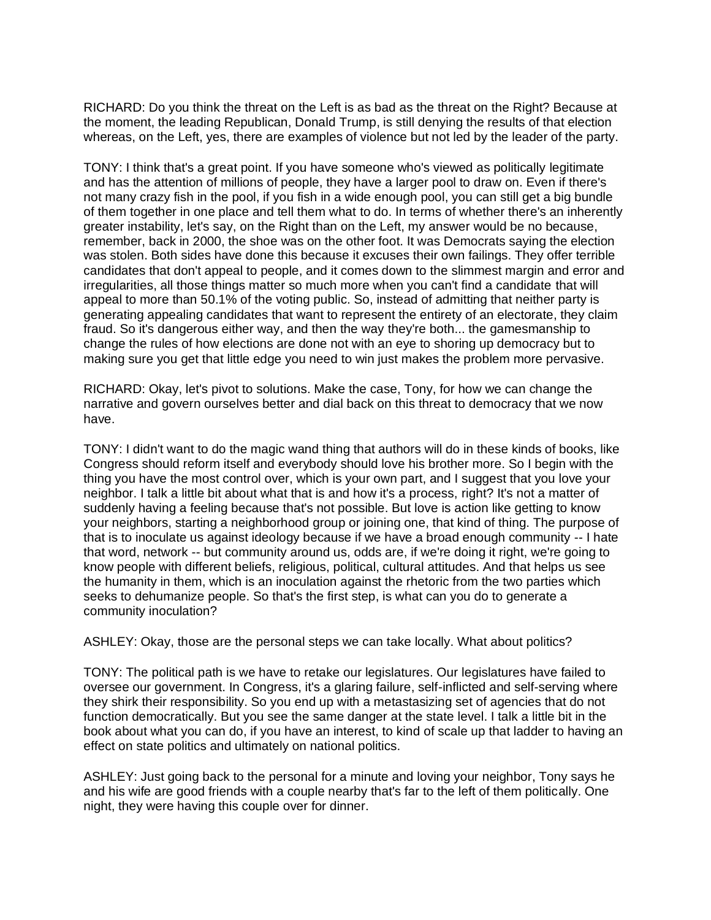RICHARD: Do you think the threat on the Left is as bad as the threat on the Right? Because at the moment, the leading Republican, Donald Trump, is still denying the results of that election whereas, on the Left, yes, there are examples of violence but not led by the leader of the party.

TONY: I think that's a great point. If you have someone who's viewed as politically legitimate and has the attention of millions of people, they have a larger pool to draw on. Even if there's not many crazy fish in the pool, if you fish in a wide enough pool, you can still get a big bundle of them together in one place and tell them what to do. In terms of whether there's an inherently greater instability, let's say, on the Right than on the Left, my answer would be no because, remember, back in 2000, the shoe was on the other foot. It was Democrats saying the election was stolen. Both sides have done this because it excuses their own failings. They offer terrible candidates that don't appeal to people, and it comes down to the slimmest margin and error and irregularities, all those things matter so much more when you can't find a candidate that will appeal to more than 50.1% of the voting public. So, instead of admitting that neither party is generating appealing candidates that want to represent the entirety of an electorate, they claim fraud. So it's dangerous either way, and then the way they're both... the gamesmanship to change the rules of how elections are done not with an eye to shoring up democracy but to making sure you get that little edge you need to win just makes the problem more pervasive.

RICHARD: Okay, let's pivot to solutions. Make the case, Tony, for how we can change the narrative and govern ourselves better and dial back on this threat to democracy that we now have.

TONY: I didn't want to do the magic wand thing that authors will do in these kinds of books, like Congress should reform itself and everybody should love his brother more. So I begin with the thing you have the most control over, which is your own part, and I suggest that you love your neighbor. I talk a little bit about what that is and how it's a process, right? It's not a matter of suddenly having a feeling because that's not possible. But love is action like getting to know your neighbors, starting a neighborhood group or joining one, that kind of thing. The purpose of that is to inoculate us against ideology because if we have a broad enough community -- I hate that word, network -- but community around us, odds are, if we're doing it right, we're going to know people with different beliefs, religious, political, cultural attitudes. And that helps us see the humanity in them, which is an inoculation against the rhetoric from the two parties which seeks to dehumanize people. So that's the first step, is what can you do to generate a community inoculation?

ASHLEY: Okay, those are the personal steps we can take locally. What about politics?

TONY: The political path is we have to retake our legislatures. Our legislatures have failed to oversee our government. In Congress, it's a glaring failure, self-inflicted and self-serving where they shirk their responsibility. So you end up with a metastasizing set of agencies that do not function democratically. But you see the same danger at the state level. I talk a little bit in the book about what you can do, if you have an interest, to kind of scale up that ladder to having an effect on state politics and ultimately on national politics.

ASHLEY: Just going back to the personal for a minute and loving your neighbor, Tony says he and his wife are good friends with a couple nearby that's far to the left of them politically. One night, they were having this couple over for dinner.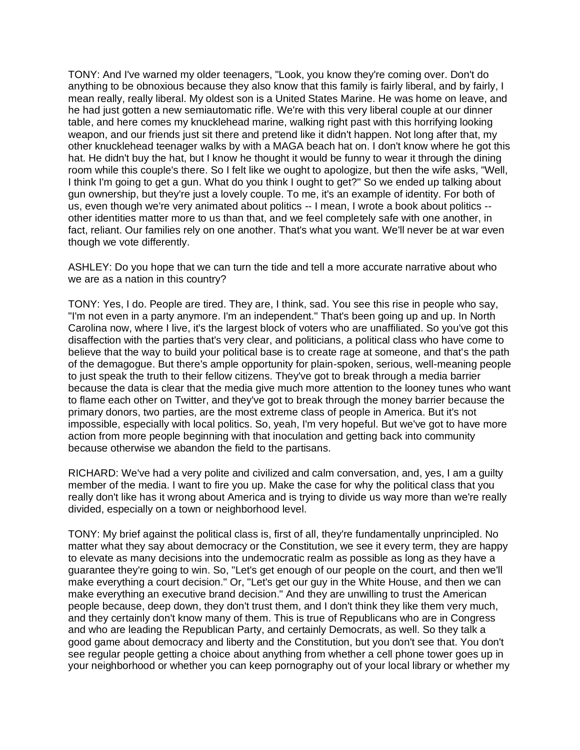TONY: And I've warned my older teenagers, "Look, you know they're coming over. Don't do anything to be obnoxious because they also know that this family is fairly liberal, and by fairly, I mean really, really liberal. My oldest son is a United States Marine. He was home on leave, and he had just gotten a new semiautomatic rifle. We're with this very liberal couple at our dinner table, and here comes my knucklehead marine, walking right past with this horrifying looking weapon, and our friends just sit there and pretend like it didn't happen. Not long after that, my other knucklehead teenager walks by with a MAGA beach hat on. I don't know where he got this hat. He didn't buy the hat, but I know he thought it would be funny to wear it through the dining room while this couple's there. So I felt like we ought to apologize, but then the wife asks, "Well, I think I'm going to get a gun. What do you think I ought to get?" So we ended up talking about gun ownership, but they're just a lovely couple. To me, it's an example of identity. For both of us, even though we're very animated about politics -- I mean, I wrote a book about politics -- other identities matter more to us than that, and we feel completely safe with one another, in fact, reliant. Our families rely on one another. That's what you want. We'll never be at war even though we vote differently.

ASHLEY: Do you hope that we can turn the tide and tell a more accurate narrative about who we are as a nation in this country?

TONY: Yes, I do. People are tired. They are, I think, sad. You see this rise in people who say, "I'm not even in a party anymore. I'm an independent." That's been going up and up. In North Carolina now, where I live, it's the largest block of voters who are unaffiliated. So you've got this disaffection with the parties that's very clear, and politicians, a political class who have come to believe that the way to build your political base is to create rage at someone, and that's the path of the demagogue. But there's ample opportunity for plain-spoken, serious, well-meaning people to just speak the truth to their fellow citizens. They've got to break through a media barrier because the data is clear that the media give much more attention to the looney tunes who want to flame each other on Twitter, and they've got to break through the money barrier because the primary donors, two parties, are the most extreme class of people in America. But it's not impossible, especially with local politics. So, yeah, I'm very hopeful. But we've got to have more action from more people beginning with that inoculation and getting back into community because otherwise we abandon the field to the partisans.

RICHARD: We've had a very polite and civilized and calm conversation, and, yes, I am a guilty member of the media. I want to fire you up. Make the case for why the political class that you really don't like has it wrong about America and is trying to divide us way more than we're really divided, especially on a town or neighborhood level.

TONY: My brief against the political class is, first of all, they're fundamentally unprincipled. No matter what they say about democracy or the Constitution, we see it every term, they are happy to elevate as many decisions into the undemocratic realm as possible as long as they have a guarantee they're going to win. So, "Let's get enough of our people on the court, and then we'll make everything a court decision." Or, "Let's get our guy in the White House, and then we can make everything an executive brand decision." And they are unwilling to trust the American people because, deep down, they don't trust them, and I don't think they like them very much, and they certainly don't know many of them. This is true of Republicans who are in Congress and who are leading the Republican Party, and certainly Democrats, as well. So they talk a good game about democracy and liberty and the Constitution, but you don't see that. You don't see regular people getting a choice about anything from whether a cell phone tower goes up in your neighborhood or whether you can keep pornography out of your local library or whether my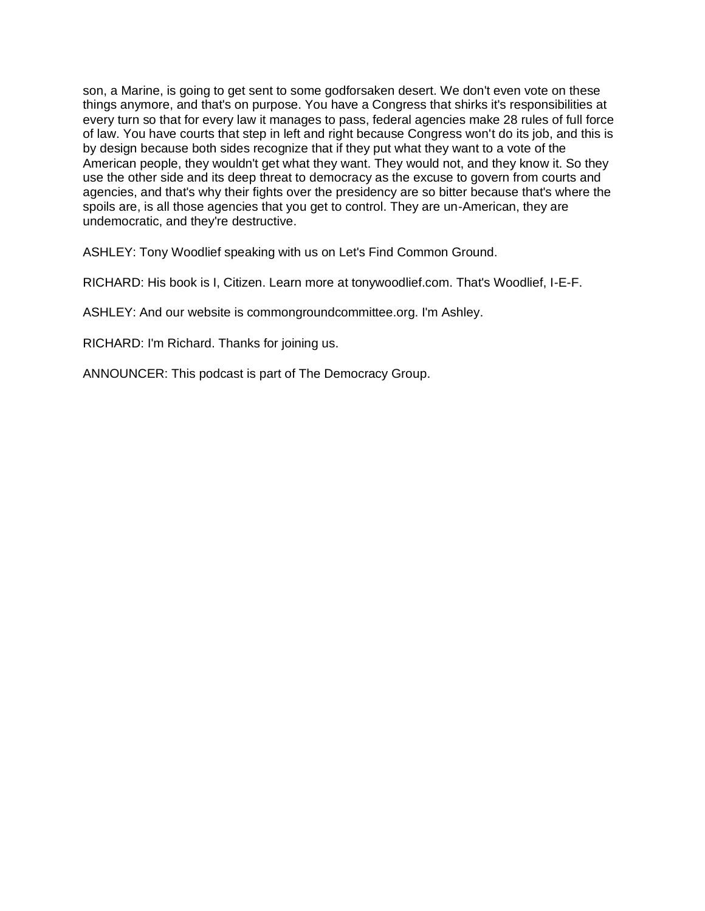son, a Marine, is going to get sent to some godforsaken desert. We don't even vote on these things anymore, and that's on purpose. You have a Congress that shirks it's responsibilities at every turn so that for every law it manages to pass, federal agencies make 28 rules of full force of law. You have courts that step in left and right because Congress won't do its job, and this is by design because both sides recognize that if they put what they want to a vote of the American people, they wouldn't get what they want. They would not, and they know it. So they use the other side and its deep threat to democracy as the excuse to govern from courts and agencies, and that's why their fights over the presidency are so bitter because that's where the spoils are, is all those agencies that you get to control. They are un-American, they are undemocratic, and they're destructive.

ASHLEY: Tony Woodlief speaking with us on Let's Find Common Ground.

RICHARD: His book is I, Citizen. Learn more at tonywoodlief.com. That's Woodlief, I-E-F.

ASHLEY: And our website is commongroundcommittee.org. I'm Ashley.

RICHARD: I'm Richard. Thanks for joining us.

ANNOUNCER: This podcast is part of The Democracy Group.